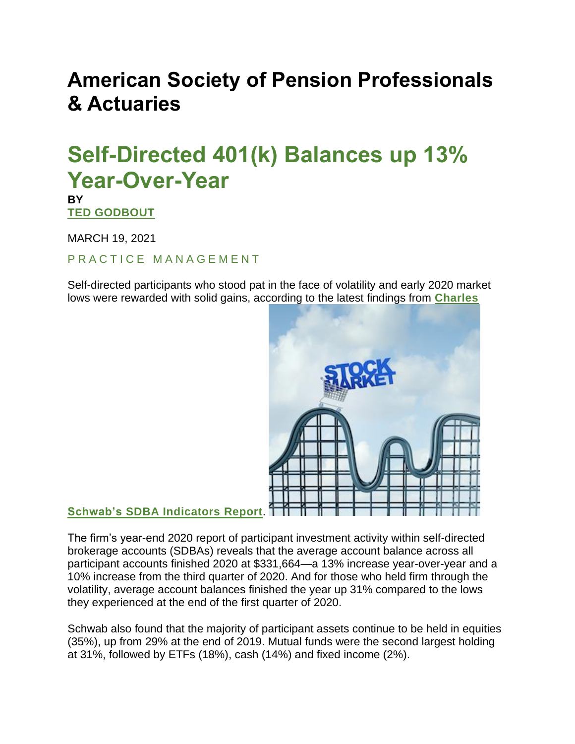# American Society of Pension Professionals & Actuaries

## Self-Directed 401(k) Balances up 13% Year-Over-Year

**BY**
**TED GODBOUT**

MARCH 19, 2021

PRACTICE MANAGEMENT

Self-directed participants who stood pat in the face of volatility and early 2020 market lows were rewarded with solid gains, according to the latest findings from **Charles Schwab's SDBA Indicators Report**.

The firm's year-end 2020 report of participant investment activity within self-directed brokerage accounts (SDBAs) reveals that the average account balance across all participant accounts finished 2020 at $331,664—a 13% increase year-over-year and a 10% increase from the third quarter of 2020. And for those who held firm through the volatility, average account balances finished the year up 31% compared to the lows they experienced at the end of the first quarter of 2020.

Schwab also found that the majority of participant assets continue to be held in equities (35%), up from 29% at the end of 2019. Mutual funds were the second largest holding at 31%, followed by ETFs (18%), cash (14%) and fixed income (2%).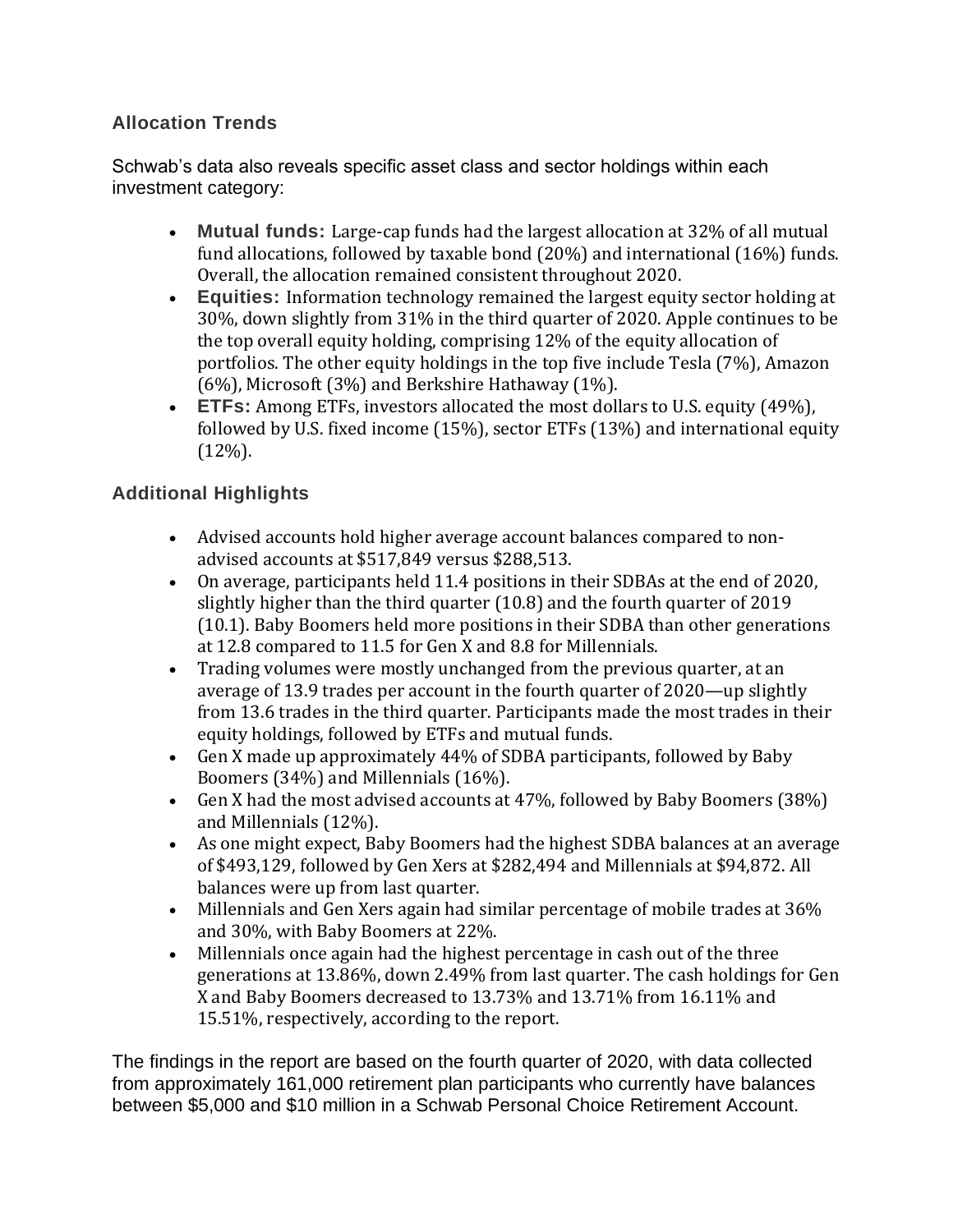## Allocation Trends

Schwab's data also reveals specific asset class and sector holdings within each investment category:

- **Mutual funds:** Large-cap funds had the largest allocation at 32% of all mutual fund allocations, followed by taxable bond (20%) and international (16%) funds. Overall, the allocation remained consistent throughout 2020.
- **Equities:** Information technology remained the largest equity sector holding at 30%, down slightly from 31% in the third quarter of 2020. Apple continues to be the top overall equity holding, comprising 12% of the equity allocation of portfolios. The other equity holdings in the top five include Tesla (7%), Amazon (6%), Microsoft (3%) and Berkshire Hathaway (1%).
- **ETFs:** Among ETFs, investors allocated the most dollars to U.S. equity (49%), followed by U.S. fixed income (15%), sector ETFs (13%) and international equity (12%).

## Additional Highlights

- Advised accounts hold higher average account balances compared to non-advised accounts at $517,849 versus $288,513.
- On average, participants held 11.4 positions in their SDBAs at the end of 2020, slightly higher than the third quarter (10.8) and the fourth quarter of 2019 (10.1). Baby Boomers held more positions in their SDBA than other generations at 12.8 compared to 11.5 for Gen X and 8.8 for Millennials.
- Trading volumes were mostly unchanged from the previous quarter, at an average of 13.9 trades per account in the fourth quarter of 2020—up slightly from 13.6 trades in the third quarter. Participants made the most trades in their equity holdings, followed by ETFs and mutual funds.
- Gen X made up approximately 44% of SDBA participants, followed by Baby Boomers (34%) and Millennials (16%).
- Gen X had the most advised accounts at 47%, followed by Baby Boomers (38%) and Millennials (12%).
- As one might expect, Baby Boomers had the highest SDBA balances at an average of $493,129, followed by Gen Xers at $282,494 and Millennials at $94,872. All balances were up from last quarter.
- Millennials and Gen Xers again had similar percentage of mobile trades at 36% and 30%, with Baby Boomers at 22%.
- Millennials once again had the highest percentage in cash out of the three generations at 13.86%, down 2.49% from last quarter. The cash holdings for Gen X and Baby Boomers decreased to 13.73% and 13.71% from 16.11% and 15.51%, respectively, according to the report.

The findings in the report are based on the fourth quarter of 2020, with data collected from approximately 161,000 retirement plan participants who currently have balances between $5,000 and $10 million in a Schwab Personal Choice Retirement Account.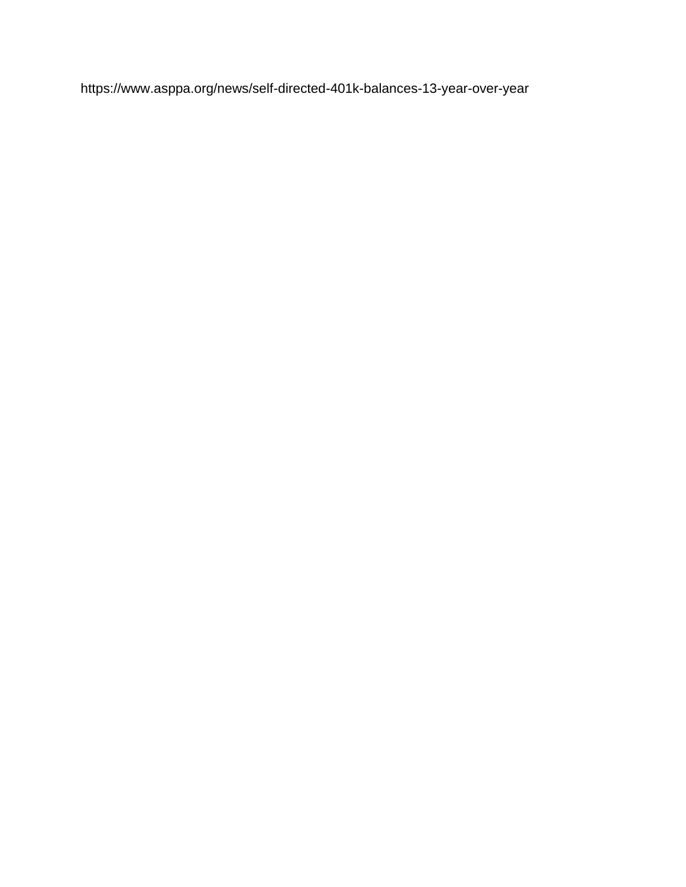https://www.asppa.org/news/self-directed-401k-balances-13-year-over-year